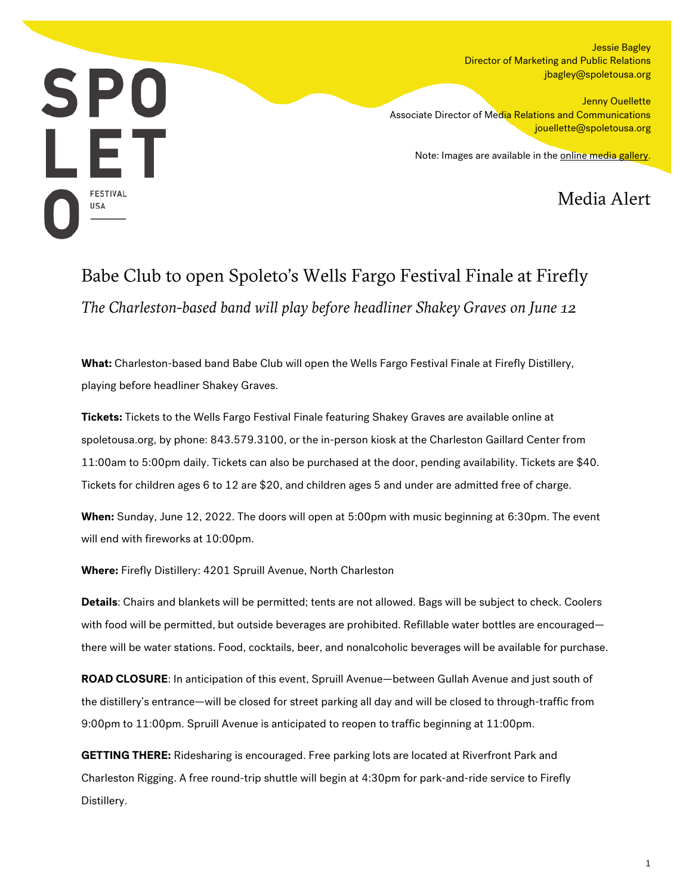SPOLETO FESTIVAL USA

Jessie Bagley
Director of Marketing and Public Relations
jbagley@spoletousa.org

Jenny Ouellette
Associate Director of Media Relations and Communications
jouellette@spoletousa.org

Note: Images are available in the online media gallery.

Media Alert

# Babe Club to open Spoleto's Wells Fargo Festival Finale at Firefly

*The Charleston-based band will play before headliner Shakey Graves on June 12*

**What:** Charleston-based band Babe Club will open the Wells Fargo Festival Finale at Firefly Distillery, playing before headliner Shakey Graves.

**Tickets:** Tickets to the Wells Fargo Festival Finale featuring Shakey Graves are available online at spoletousa.org, by phone: 843.579.3100, or the in-person kiosk at the Charleston Gaillard Center from 11:00am to 5:00pm daily. Tickets can also be purchased at the door, pending availability. Tickets are $40. Tickets for children ages 6 to 12 are $20, and children ages 5 and under are admitted free of charge.

**When:** Sunday, June 12, 2022. The doors will open at 5:00pm with music beginning at 6:30pm. The event will end with fireworks at 10:00pm.

**Where:** Firefly Distillery: 4201 Spruill Avenue, North Charleston

**Details**: Chairs and blankets will be permitted; tents are not allowed. Bags will be subject to check. Coolers with food will be permitted, but outside beverages are prohibited. Refillable water bottles are encouraged—there will be water stations. Food, cocktails, beer, and nonalcoholic beverages will be available for purchase.

**ROAD CLOSURE**: In anticipation of this event, Spruill Avenue—between Gullah Avenue and just south of the distillery's entrance—will be closed for street parking all day and will be closed to through-traffic from 9:00pm to 11:00pm. Spruill Avenue is anticipated to reopen to traffic beginning at 11:00pm.

**GETTING THERE:** Ridesharing is encouraged. Free parking lots are located at Riverfront Park and Charleston Rigging. A free round-trip shuttle will begin at 4:30pm for park-and-ride service to Firefly Distillery.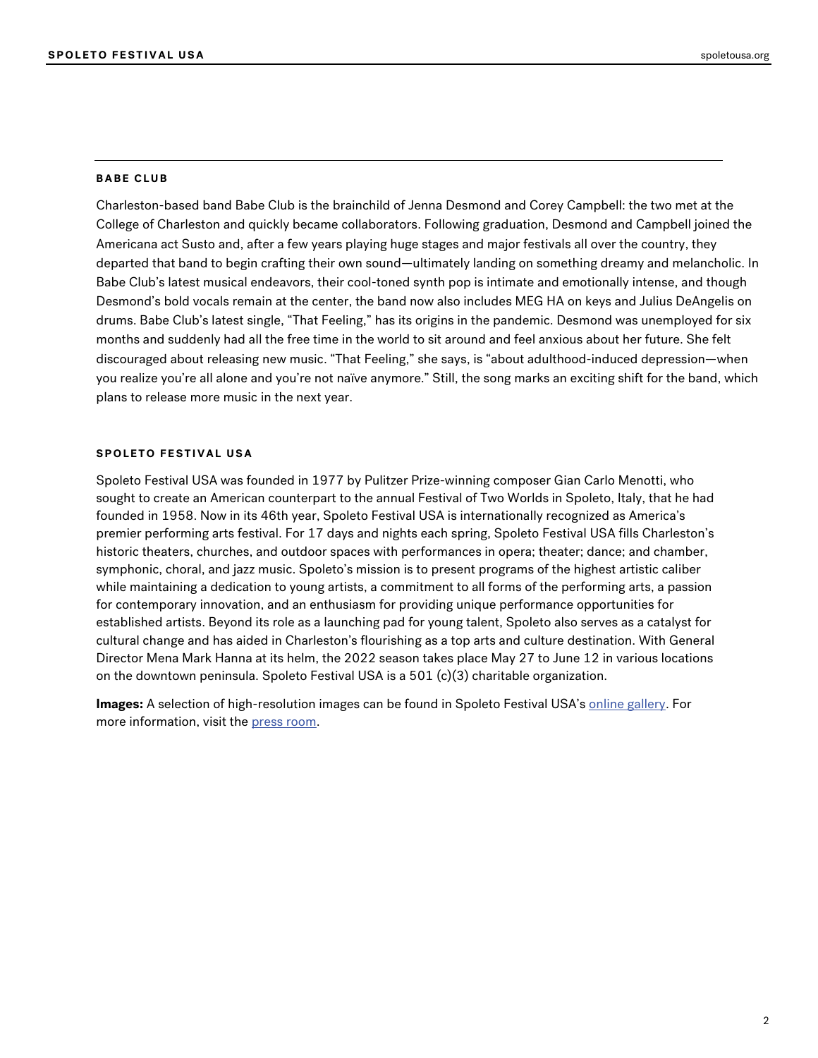### BABE CLUB

Charleston-based band Babe Club is the brainchild of Jenna Desmond and Corey Campbell: the two met at the College of Charleston and quickly became collaborators. Following graduation, Desmond and Campbell joined the Americana act Susto and, after a few years playing huge stages and major festivals all over the country, they departed that band to begin crafting their own sound—ultimately landing on something dreamy and melancholic. In Babe Club's latest musical endeavors, their cool-toned synth pop is intimate and emotionally intense, and though Desmond's bold vocals remain at the center, the band now also includes MEG HA on keys and Julius DeAngelis on drums. Babe Club's latest single, "That Feeling," has its origins in the pandemic. Desmond was unemployed for six months and suddenly had all the free time in the world to sit around and feel anxious about her future. She felt discouraged about releasing new music. "That Feeling," she says, is "about adulthood-induced depression—when you realize you're all alone and you're not naïve anymore." Still, the song marks an exciting shift for the band, which plans to release more music in the next year.

### SPOLETO FESTIVAL USA

Spoleto Festival USA was founded in 1977 by Pulitzer Prize-winning composer Gian Carlo Menotti, who sought to create an American counterpart to the annual Festival of Two Worlds in Spoleto, Italy, that he had founded in 1958. Now in its 46th year, Spoleto Festival USA is internationally recognized as America's premier performing arts festival. For 17 days and nights each spring, Spoleto Festival USA fills Charleston's historic theaters, churches, and outdoor spaces with performances in opera; theater; dance; and chamber, symphonic, choral, and jazz music. Spoleto's mission is to present programs of the highest artistic caliber while maintaining a dedication to young artists, a commitment to all forms of the performing arts, a passion for contemporary innovation, and an enthusiasm for providing unique performance opportunities for established artists. Beyond its role as a launching pad for young talent, Spoleto also serves as a catalyst for cultural change and has aided in Charleston's flourishing as a top arts and culture destination. With General Director Mena Mark Hanna at its helm, the 2022 season takes place May 27 to June 12 in various locations on the downtown peninsula. Spoleto Festival USA is a 501 (c)(3) charitable organization.

**Images:** A selection of high-resolution images can be found in Spoleto Festival USA's online gallery. For more information, visit the press room.